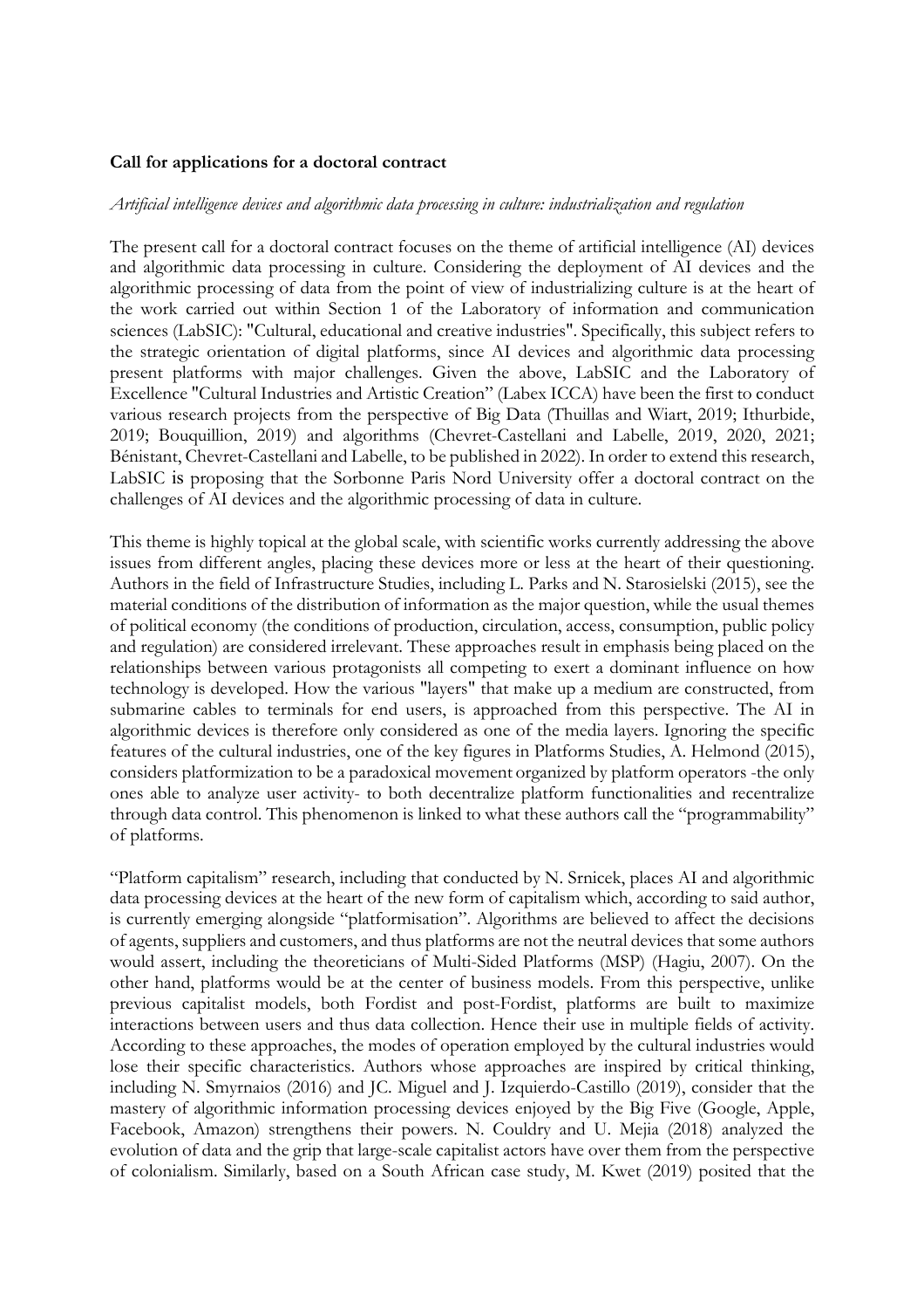**Call for applications for a doctoral contract**

*Artificial intelligence devices and algorithmic data processing in culture: industrialization and regulation*

The present call for a doctoral contract focuses on the theme of artificial intelligence (AI) devices and algorithmic data processing in culture. Considering the deployment of AI devices and the algorithmic processing of data from the point of view of industrializing culture is at the heart of the work carried out within Section 1 of the Laboratory of information and communication sciences (LabSIC): "Cultural, educational and creative industries". Specifically, this subject refers to the strategic orientation of digital platforms, since AI devices and algorithmic data processing present platforms with major challenges. Given the above, LabSIC and the Laboratory of Excellence "Cultural Industries and Artistic Creation" (Labex ICCA) have been the first to conduct various research projects from the perspective of Big Data (Thuillas and Wiart, 2019; Ithurbide, 2019; Bouquillion, 2019) and algorithms (Chevret-Castellani and Labelle, 2019, 2020, 2021; Bénistant, Chevret-Castellani and Labelle, to be published in 2022). In order to extend this research, LabSIC is proposing that the Sorbonne Paris Nord University offer a doctoral contract on the challenges of AI devices and the algorithmic processing of data in culture.

This theme is highly topical at the global scale, with scientific works currently addressing the above issues from different angles, placing these devices more or less at the heart of their questioning. Authors in the field of Infrastructure Studies, including L. Parks and N. Starosielski (2015), see the material conditions of the distribution of information as the major question, while the usual themes of political economy (the conditions of production, circulation, access, consumption, public policy and regulation) are considered irrelevant. These approaches result in emphasis being placed on the relationships between various protagonists all competing to exert a dominant influence on how technology is developed. How the various "layers" that make up a medium are constructed, from submarine cables to terminals for end users, is approached from this perspective. The AI in algorithmic devices is therefore only considered as one of the media layers. Ignoring the specific features of the cultural industries, one of the key figures in Platforms Studies, A. Helmond (2015), considers platformization to be a paradoxical movement organized by platform operators -the only ones able to analyze user activity- to both decentralize platform functionalities and recentralize through data control. This phenomenon is linked to what these authors call the "programmability" of platforms.

"Platform capitalism" research, including that conducted by N. Srnicek, places AI and algorithmic data processing devices at the heart of the new form of capitalism which, according to said author, is currently emerging alongside "platformisation". Algorithms are believed to affect the decisions of agents, suppliers and customers, and thus platforms are not the neutral devices that some authors would assert, including the theoreticians of Multi-Sided Platforms (MSP) (Hagiu, 2007). On the other hand, platforms would be at the center of business models. From this perspective, unlike previous capitalist models, both Fordist and post-Fordist, platforms are built to maximize interactions between users and thus data collection. Hence their use in multiple fields of activity. According to these approaches, the modes of operation employed by the cultural industries would lose their specific characteristics. Authors whose approaches are inspired by critical thinking, including N. Smyrnaios (2016) and JC. Miguel and J. Izquierdo-Castillo (2019), consider that the mastery of algorithmic information processing devices enjoyed by the Big Five (Google, Apple, Facebook, Amazon) strengthens their powers. N. Couldry and U. Mejia (2018) analyzed the evolution of data and the grip that large-scale capitalist actors have over them from the perspective of colonialism. Similarly, based on a South African case study, M. Kwet (2019) posited that the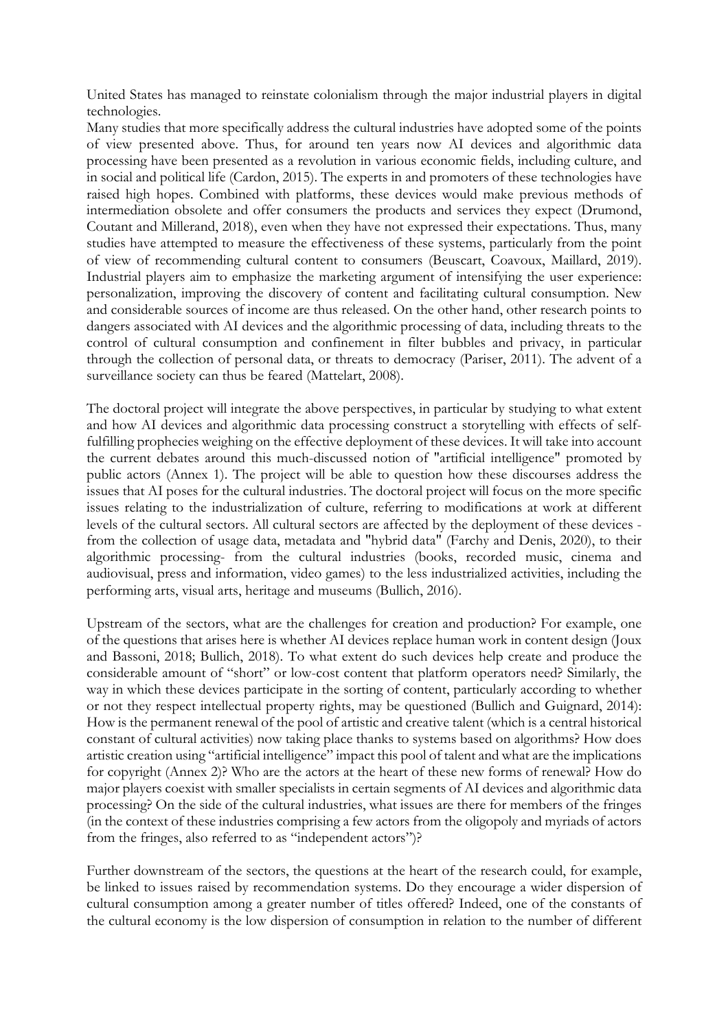United States has managed to reinstate colonialism through the major industrial players in digital technologies.
Many studies that more specifically address the cultural industries have adopted some of the points of view presented above. Thus, for around ten years now AI devices and algorithmic data processing have been presented as a revolution in various economic fields, including culture, and in social and political life (Cardon, 2015). The experts in and promoters of these technologies have raised high hopes. Combined with platforms, these devices would make previous methods of intermediation obsolete and offer consumers the products and services they expect (Drumond, Coutant and Millerand, 2018), even when they have not expressed their expectations. Thus, many studies have attempted to measure the effectiveness of these systems, particularly from the point of view of recommending cultural content to consumers (Beuscart, Coavoux, Maillard, 2019). Industrial players aim to emphasize the marketing argument of intensifying the user experience: personalization, improving the discovery of content and facilitating cultural consumption. New and considerable sources of income are thus released. On the other hand, other research points to dangers associated with AI devices and the algorithmic processing of data, including threats to the control of cultural consumption and confinement in filter bubbles and privacy, in particular through the collection of personal data, or threats to democracy (Pariser, 2011). The advent of a surveillance society can thus be feared (Mattelart, 2008).

The doctoral project will integrate the above perspectives, in particular by studying to what extent and how AI devices and algorithmic data processing construct a storytelling with effects of self-fulfilling prophecies weighing on the effective deployment of these devices. It will take into account the current debates around this much-discussed notion of "artificial intelligence" promoted by public actors (Annex 1). The project will be able to question how these discourses address the issues that AI poses for the cultural industries. The doctoral project will focus on the more specific issues relating to the industrialization of culture, referring to modifications at work at different levels of the cultural sectors. All cultural sectors are affected by the deployment of these devices - from the collection of usage data, metadata and "hybrid data" (Farchy and Denis, 2020), to their algorithmic processing- from the cultural industries (books, recorded music, cinema and audiovisual, press and information, video games) to the less industrialized activities, including the performing arts, visual arts, heritage and museums (Bullich, 2016).

Upstream of the sectors, what are the challenges for creation and production? For example, one of the questions that arises here is whether AI devices replace human work in content design (Joux and Bassoni, 2018; Bullich, 2018). To what extent do such devices help create and produce the considerable amount of "short" or low-cost content that platform operators need? Similarly, the way in which these devices participate in the sorting of content, particularly according to whether or not they respect intellectual property rights, may be questioned (Bullich and Guignard, 2014): How is the permanent renewal of the pool of artistic and creative talent (which is a central historical constant of cultural activities) now taking place thanks to systems based on algorithms? How does artistic creation using "artificial intelligence" impact this pool of talent and what are the implications for copyright (Annex 2)? Who are the actors at the heart of these new forms of renewal? How do major players coexist with smaller specialists in certain segments of AI devices and algorithmic data processing? On the side of the cultural industries, what issues are there for members of the fringes (in the context of these industries comprising a few actors from the oligopoly and myriads of actors from the fringes, also referred to as "independent actors")?

Further downstream of the sectors, the questions at the heart of the research could, for example, be linked to issues raised by recommendation systems. Do they encourage a wider dispersion of cultural consumption among a greater number of titles offered? Indeed, one of the constants of the cultural economy is the low dispersion of consumption in relation to the number of different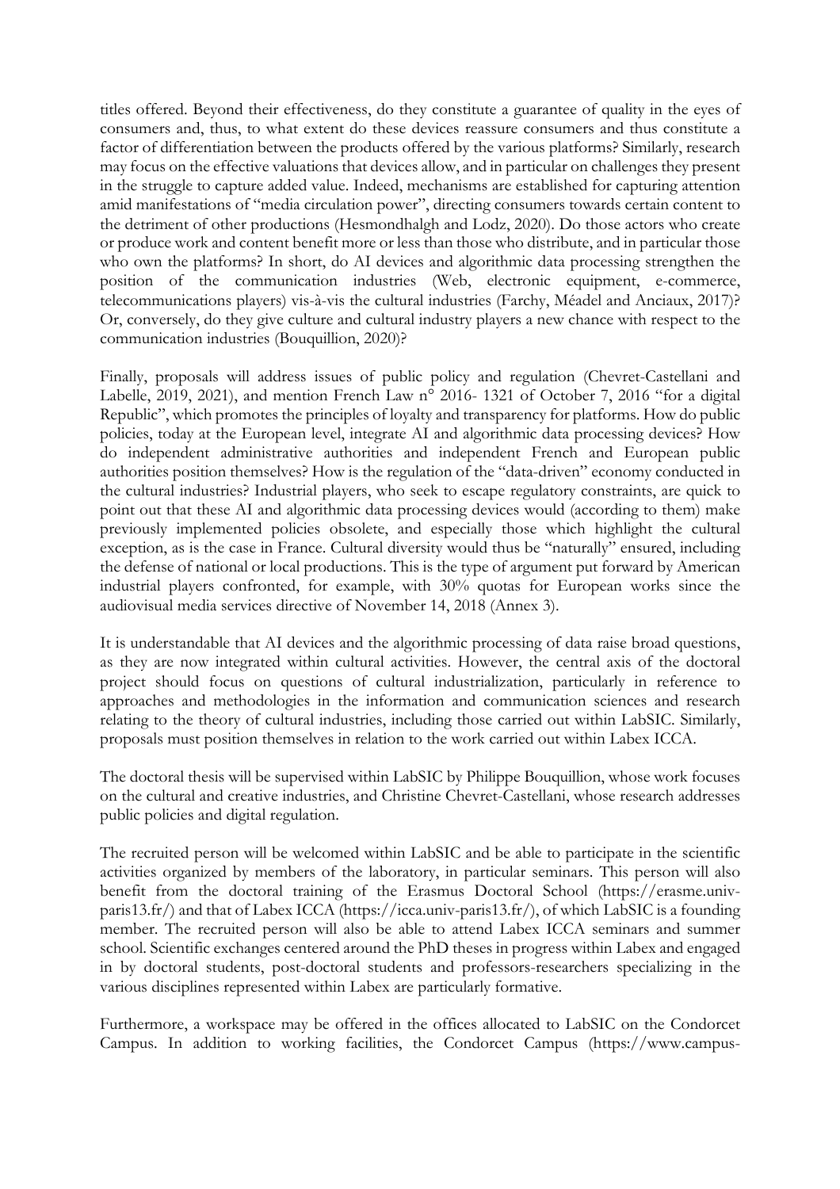titles offered. Beyond their effectiveness, do they constitute a guarantee of quality in the eyes of consumers and, thus, to what extent do these devices reassure consumers and thus constitute a factor of differentiation between the products offered by the various platforms? Similarly, research may focus on the effective valuations that devices allow, and in particular on challenges they present in the struggle to capture added value. Indeed, mechanisms are established for capturing attention amid manifestations of "media circulation power", directing consumers towards certain content to the detriment of other productions (Hesmondhalgh and Lodz, 2020). Do those actors who create or produce work and content benefit more or less than those who distribute, and in particular those who own the platforms? In short, do AI devices and algorithmic data processing strengthen the position of the communication industries (Web, electronic equipment, e-commerce, telecommunications players) vis-à-vis the cultural industries (Farchy, Méadel and Anciaux, 2017)? Or, conversely, do they give culture and cultural industry players a new chance with respect to the communication industries (Bouquillion, 2020)?

Finally, proposals will address issues of public policy and regulation (Chevret-Castellani and Labelle, 2019, 2021), and mention French Law n° 2016- 1321 of October 7, 2016 "for a digital Republic", which promotes the principles of loyalty and transparency for platforms. How do public policies, today at the European level, integrate AI and algorithmic data processing devices? How do independent administrative authorities and independent French and European public authorities position themselves? How is the regulation of the "data-driven" economy conducted in the cultural industries? Industrial players, who seek to escape regulatory constraints, are quick to point out that these AI and algorithmic data processing devices would (according to them) make previously implemented policies obsolete, and especially those which highlight the cultural exception, as is the case in France. Cultural diversity would thus be "naturally" ensured, including the defense of national or local productions. This is the type of argument put forward by American industrial players confronted, for example, with 30% quotas for European works since the audiovisual media services directive of November 14, 2018 (Annex 3).

It is understandable that AI devices and the algorithmic processing of data raise broad questions, as they are now integrated within cultural activities. However, the central axis of the doctoral project should focus on questions of cultural industrialization, particularly in reference to approaches and methodologies in the information and communication sciences and research relating to the theory of cultural industries, including those carried out within LabSIC. Similarly, proposals must position themselves in relation to the work carried out within Labex ICCA.

The doctoral thesis will be supervised within LabSIC by Philippe Bouquillion, whose work focuses on the cultural and creative industries, and Christine Chevret-Castellani, whose research addresses public policies and digital regulation.

The recruited person will be welcomed within LabSIC and be able to participate in the scientific activities organized by members of the laboratory, in particular seminars. This person will also benefit from the doctoral training of the Erasmus Doctoral School (https://erasme.univ-paris13.fr/) and that of Labex ICCA (https://icca.univ-paris13.fr/), of which LabSIC is a founding member. The recruited person will also be able to attend Labex ICCA seminars and summer school. Scientific exchanges centered around the PhD theses in progress within Labex and engaged in by doctoral students, post-doctoral students and professors-researchers specializing in the various disciplines represented within Labex are particularly formative.

Furthermore, a workspace may be offered in the offices allocated to LabSIC on the Condorcet Campus. In addition to working facilities, the Condorcet Campus (https://www.campus-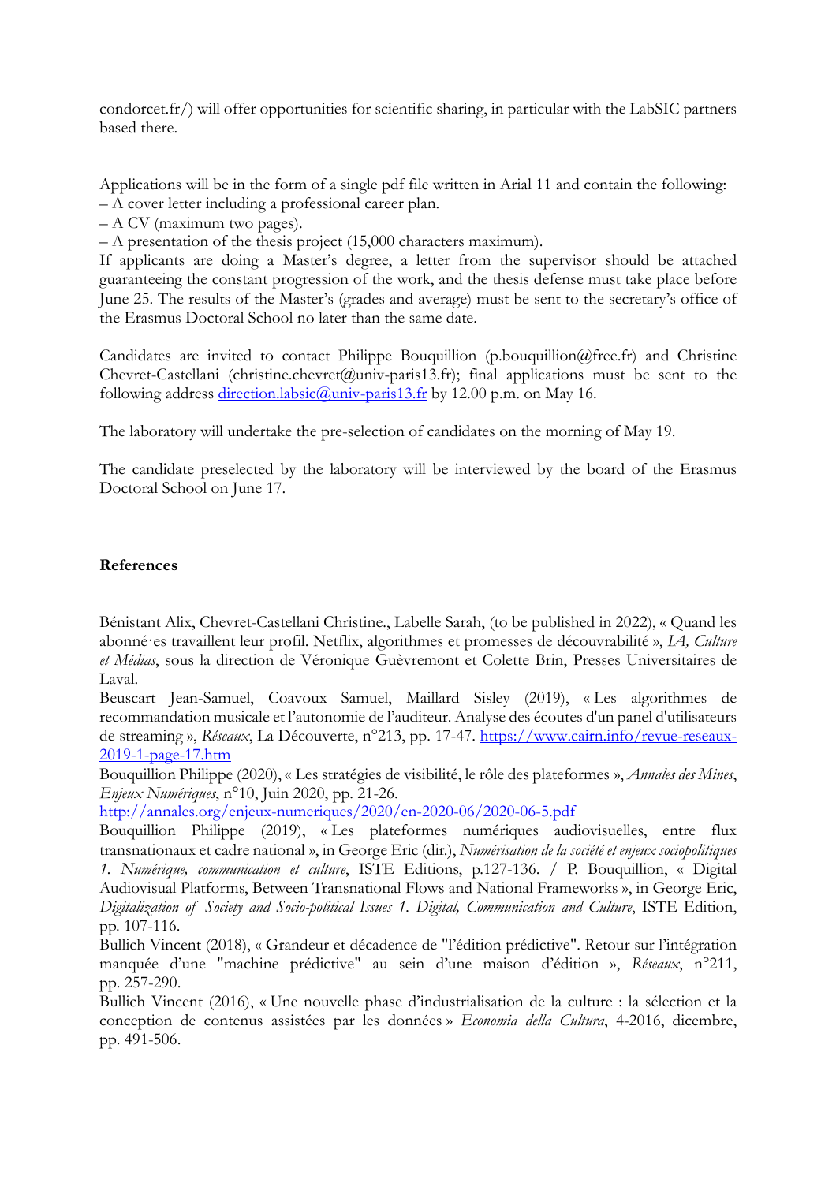condorcet.fr/) will offer opportunities for scientific sharing, in particular with the LabSIC partners based there.

Applications will be in the form of a single pdf file written in Arial 11 and contain the following:
– A cover letter including a professional career plan.
– A CV (maximum two pages).
– A presentation of the thesis project (15,000 characters maximum).
If applicants are doing a Master's degree, a letter from the supervisor should be attached guaranteeing the constant progression of the work, and the thesis defense must take place before June 25. The results of the Master's (grades and average) must be sent to the secretary's office of the Erasmus Doctoral School no later than the same date.

Candidates are invited to contact Philippe Bouquillion (p.bouquillion@free.fr) and Christine Chevret-Castellani (christine.chevret@univ-paris13.fr); final applications must be sent to the following address [direction.labsic@univ-paris13.fr](mailto:direction.labsic@univ-paris13.fr) by 12.00 p.m. on May 16.

The laboratory will undertake the pre-selection of candidates on the morning of May 19.

The candidate preselected by the laboratory will be interviewed by the board of the Erasmus Doctoral School on June 17.

**References**

Bénistant Alix, Chevret-Castellani Christine., Labelle Sarah, (to be published in 2022), « Quand les abonné·es travaillent leur profil. Netflix, algorithmes et promesses de découvrabilité », *IA, Culture et Médias*, sous la direction de Véronique Guèvremont et Colette Brin, Presses Universitaires de Laval.
Beuscart Jean-Samuel, Coavoux Samuel, Maillard Sisley (2019), « Les algorithmes de recommandation musicale et l'autonomie de l'auditeur. Analyse des écoutes d'un panel d'utilisateurs de streaming », *Réseaux*, La Découverte, n°213, pp. 17-47. [https://www.cairn.info/revue-reseaux-2019-1-page-17.htm](https://www.cairn.info/revue-reseaux-2019-1-page-17.htm)
Bouquillion Philippe (2020), « Les stratégies de visibilité, le rôle des plateformes », *Annales des Mines*, *Enjeux Numériques*, n°10, Juin 2020, pp. 21-26.
[http://annales.org/enjeux-numeriques/2020/en-2020-06/2020-06-5.pdf](http://annales.org/enjeux-numeriques/2020/en-2020-06/2020-06-5.pdf)
Bouquillion Philippe (2019), « Les plateformes numériques audiovisuelles, entre flux transnationaux et cadre national », in George Eric (dir.), *Numérisation de la société et enjeux sociopolitiques 1. Numérique, communication et culture*, ISTE Editions, p.127-136. / P. Bouquillion, « Digital Audiovisual Platforms, Between Transnational Flows and National Frameworks », in George Eric, *Digitalization of Society and Socio-political Issues 1. Digital, Communication and Culture*, ISTE Edition, pp. 107-116.
Bullich Vincent (2018), « Grandeur et décadence de "l'édition prédictive". Retour sur l'intégration manquée d'une "machine prédictive" au sein d'une maison d'édition », *Réseaux*, n°211, pp. 257-290.
Bullich Vincent (2016), « Une nouvelle phase d'industrialisation de la culture : la sélection et la conception de contenus assistées par les données » *Economia della Cultura*, 4-2016, dicembre, pp. 491-506.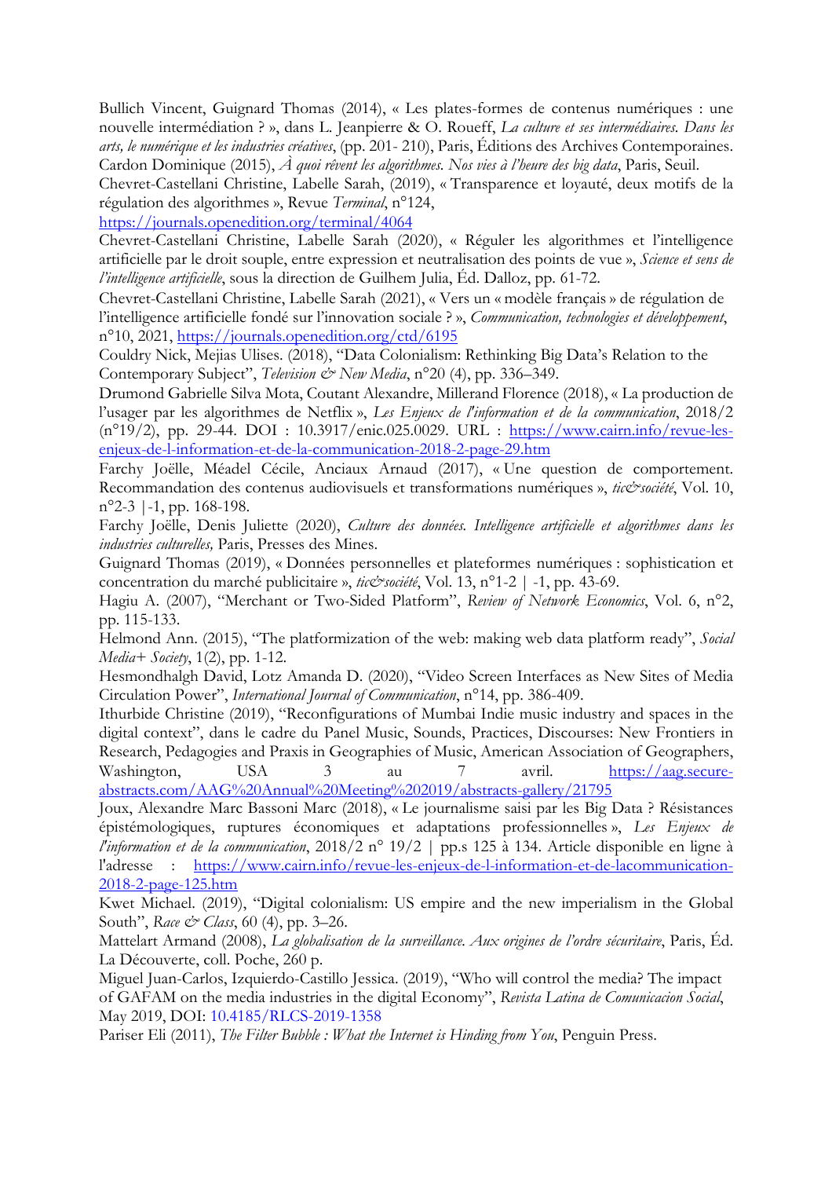Bullich Vincent, Guignard Thomas (2014), « Les plates-formes de contenus numériques : une nouvelle intermédiation ? », dans L. Jeanpierre & O. Roueff, *La culture et ses intermédiaires. Dans les arts, le numérique et les industries créatives*, (pp. 201- 210), Paris, Éditions des Archives Contemporaines.

Cardon Dominique (2015), *À quoi rêvent les algorithmes. Nos vies à l'heure des big data*, Paris, Seuil.

Chevret-Castellani Christine, Labelle Sarah, (2019), « Transparence et loyauté, deux motifs de la régulation des algorithmes », Revue *Terminal*, n°124, https://journals.openedition.org/terminal/4064

Chevret-Castellani Christine, Labelle Sarah (2020), « Réguler les algorithmes et l'intelligence artificielle par le droit souple, entre expression et neutralisation des points de vue », *Science et sens de l'intelligence artificielle*, sous la direction de Guilhem Julia, Éd. Dalloz, pp. 61-72.

Chevret-Castellani Christine, Labelle Sarah (2021), « Vers un « modèle français » de régulation de l'intelligence artificielle fondé sur l'innovation sociale ? », *Communication, technologies et développement*, n°10, 2021, https://journals.openedition.org/ctd/6195

Couldry Nick, Mejias Ulises. (2018), "Data Colonialism: Rethinking Big Data's Relation to the Contemporary Subject", *Television & New Media*, n°20 (4), pp. 336–349.

Drumond Gabrielle Silva Mota, Coutant Alexandre, Millerand Florence (2018), « La production de l'usager par les algorithmes de Netflix », *Les Enjeux de l'information et de la communication*, 2018/2 (n°19/2), pp. 29-44. DOI : 10.3917/enic.025.0029. URL : https://www.cairn.info/revue-les-enjeux-de-l-information-et-de-la-communication-2018-2-page-29.htm

Farchy Joëlle, Méadel Cécile, Anciaux Arnaud (2017), « Une question de comportement. Recommandation des contenus audiovisuels et transformations numériques », *tic&société*, Vol. 10, n°2-3 | -1, pp. 168-198.

Farchy Joëlle, Denis Juliette (2020), *Culture des données. Intelligence artificielle et algorithmes dans les industries culturelles,* Paris, Presses des Mines.

Guignard Thomas (2019), « Données personnelles et plateformes numériques : sophistication et concentration du marché publicitaire », *tic&société*, Vol. 13, n°1-2 | -1, pp. 43-69.

Hagiu A. (2007), "Merchant or Two-Sided Platform", *Review of Network Economics*, Vol. 6, n°2, pp. 115-133.

Helmond Ann. (2015), "The platformization of the web: making web data platform ready", *Social Media+ Society*, 1(2), pp. 1-12.

Hesmondhalgh David, Lotz Amanda D. (2020), "Video Screen Interfaces as New Sites of Media Circulation Power", *International Journal of Communication*, n°14, pp. 386-409.

Ithurbide Christine (2019), "Reconfigurations of Mumbai Indie music industry and spaces in the digital context", dans le cadre du Panel Music, Sounds, Practices, Discourses: New Frontiers in Research, Pedagogies and Praxis in Geographies of Music, American Association of Geographers, Washington, USA 3 au 7 avril. https://aag.secure-abstracts.com/AAG%20Annual%20Meeting%202019/abstracts-gallery/21795

Joux, Alexandre Marc Bassoni Marc (2018), « Le journalisme saisi par les Big Data ? Résistances épistémologiques, ruptures économiques et adaptations professionnelles », *Les Enjeux de l'information et de la communication*, 2018/2 n° 19/2 | pp.s 125 à 134. Article disponible en ligne à l'adresse : https://www.cairn.info/revue-les-enjeux-de-l-information-et-de-lacommunication-2018-2-page-125.htm

Kwet Michael. (2019), "Digital colonialism: US empire and the new imperialism in the Global South", *Race & Class*, 60 (4), pp. 3–26.

Mattelart Armand (2008), *La globalisation de la surveillance. Aux origines de l'ordre sécuritaire*, Paris, Éd. La Découverte, coll. Poche, 260 p.

Miguel Juan-Carlos, Izquierdo-Castillo Jessica. (2019), "Who will control the media? The impact of GAFAM on the media industries in the digital Economy", *Revista Latina de Comunicacion Social*, May 2019, DOI: 10.4185/RLCS-2019-1358

Pariser Eli (2011), *The Filter Bubble : What the Internet is Hinding from You*, Penguin Press.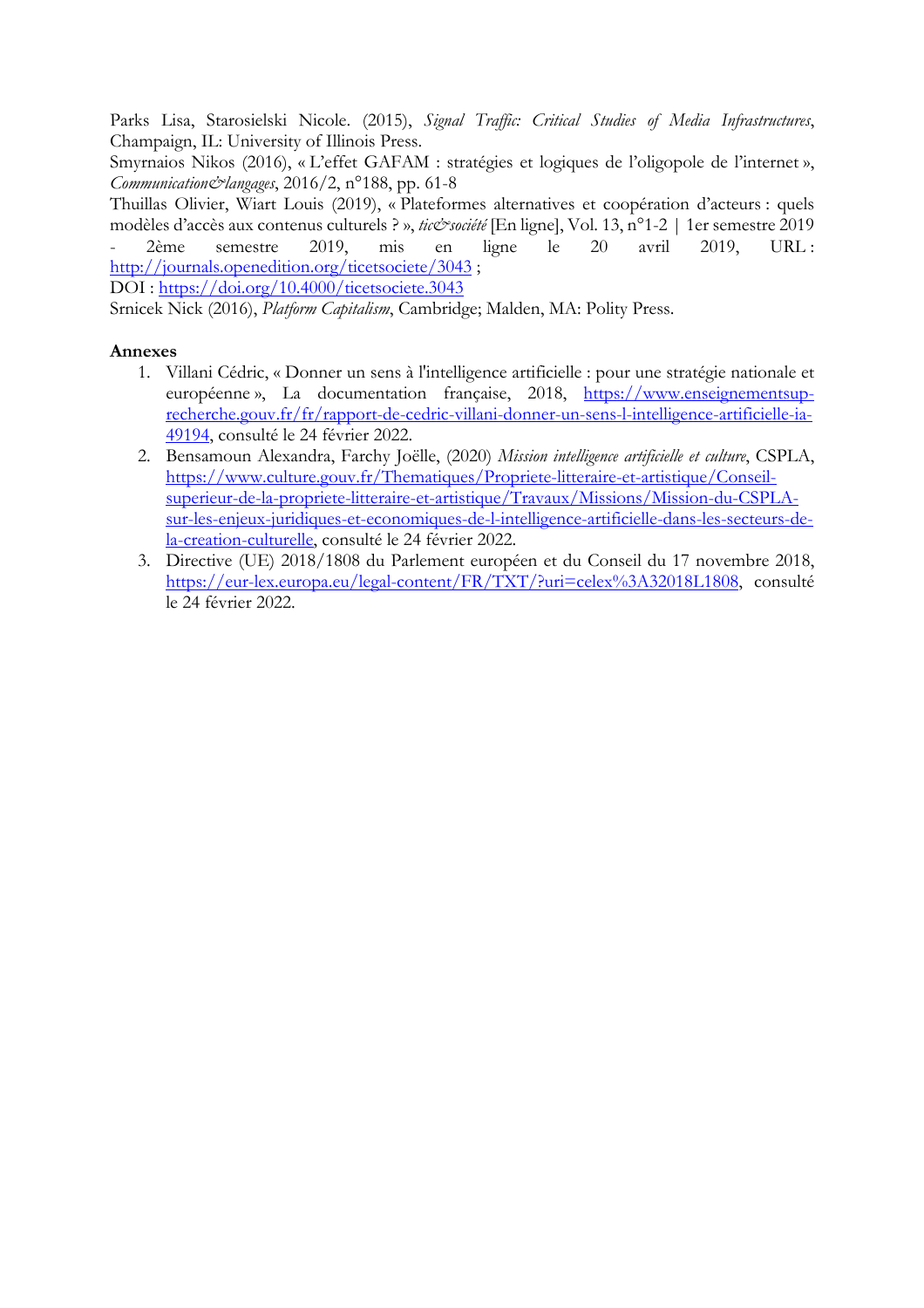Parks Lisa, Starosielski Nicole. (2015), *Signal Traffic: Critical Studies of Media Infrastructures*, Champaign, IL: University of Illinois Press.

Smyrnaios Nikos (2016), « L'effet GAFAM : stratégies et logiques de l'oligopole de l'internet », *Communication&langages*, 2016/2, n°188, pp. 61-8

Thuillas Olivier, Wiart Louis (2019), « Plateformes alternatives et coopération d'acteurs : quels modèles d'accès aux contenus culturels ? », *tic&société* [En ligne], Vol. 13, n°1-2 | 1er semestre 2019 - 2ème semestre 2019, mis en ligne le 20 avril 2019, URL : http://journals.openedition.org/ticetsociete/3043 ;

DOI : https://doi.org/10.4000/ticetsociete.3043

Srnicek Nick (2016), *Platform Capitalism*, Cambridge; Malden, MA: Polity Press.

**Annexes**

1. Villani Cédric, « Donner un sens à l'intelligence artificielle : pour une stratégie nationale et européenne », La documentation française, 2018, https://www.enseignementsup-recherche.gouv.fr/fr/rapport-de-cedric-villani-donner-un-sens-l-intelligence-artificielle-ia-49194, consulté le 24 février 2022.
2. Bensamoun Alexandra, Farchy Joëlle, (2020) *Mission intelligence artificielle et culture*, CSPLA, https://www.culture.gouv.fr/Thematiques/Propriete-litteraire-et-artistique/Conseil-superieur-de-la-propriete-litteraire-et-artistique/Travaux/Missions/Mission-du-CSPLA-sur-les-enjeux-juridiques-et-economiques-de-l-intelligence-artificielle-dans-les-secteurs-de-la-creation-culturelle, consulté le 24 février 2022.
3. Directive (UE) 2018/1808 du Parlement européen et du Conseil du 17 novembre 2018, https://eur-lex.europa.eu/legal-content/FR/TXT/?uri=celex%3A32018L1808, consulté le 24 février 2022.